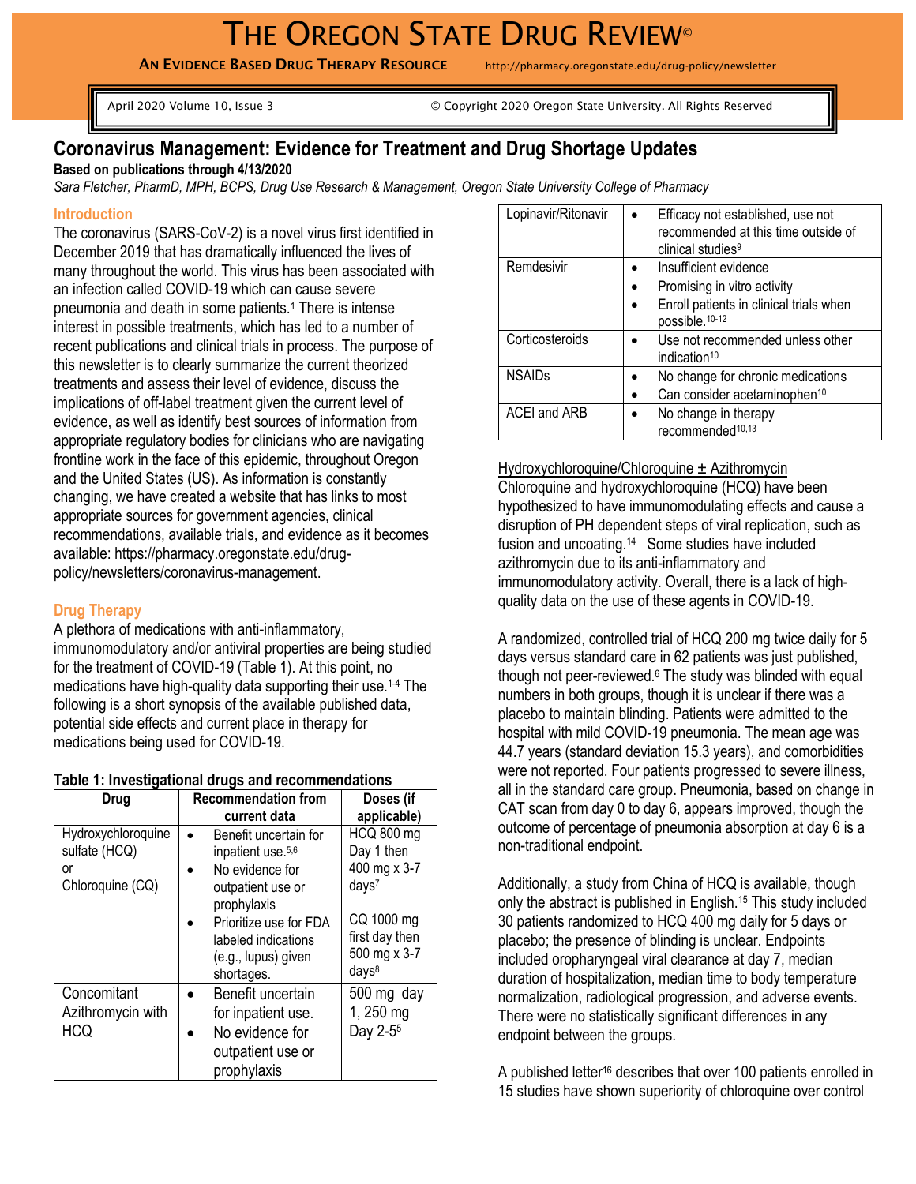# The Oregon State Drug Review©

**An Evidence Based Drug Therapy Resource** http://pharmacy.oregonstate.edu/drug-policy/newsletter

April 2020 Volume 10, Issue 3 © Copyright 2020 Oregon State University. All Rights Reserved

## Coronavirus Management: Evidence for Treatment and Drug Shortage Updates

**Based on publications through 4/13/2020**

*Sara Fletcher, PharmD, MPH, BCPS, Drug Use Research & Management, Oregon State University College of Pharmacy*

### Introduction

The coronavirus (SARS-CoV-2) is a novel virus first identified in December 2019 that has dramatically influenced the lives of many throughout the world. This virus has been associated with an infection called COVID-19 which can cause severe pneumonia and death in some patients.[1] There is intense interest in possible treatments, which has led to a number of recent publications and clinical trials in process. The purpose of this newsletter is to clearly summarize the current theorized treatments and assess their level of evidence, discuss the implications of off-label treatment given the current level of evidence, as well as identify best sources of information from appropriate regulatory bodies for clinicians who are navigating frontline work in the face of this epidemic, throughout Oregon and the United States (US). As information is constantly changing, we have created a website that has links to most appropriate sources for government agencies, clinical recommendations, available trials, and evidence as it becomes available: https://pharmacy.oregonstate.edu/drug-policy/newsletters/coronavirus-management.

### Drug Therapy

A plethora of medications with anti-inflammatory, immunomodulatory and/or antiviral properties are being studied for the treatment of COVID-19 (Table 1). At this point, no medications have high-quality data supporting their use.[1-4] The following is a short synopsis of the available published data, potential side effects and current place in therapy for medications being used for COVID-19.

**Table 1: Investigational drugs and recommendations**

| Drug | Recommendation from current data | Doses (if applicable) |
|---|---|---|
| Hydroxychloroquine sulfate (HCQ) or Chloroquine (CQ) | • Benefit uncertain for inpatient use.[5,6] • No evidence for outpatient use or prophylaxis • Prioritize use for FDA labeled indications (e.g., lupus) given shortages. | HCQ 800 mg Day 1 then 400 mg x 3-7 days[7] CQ 1000 mg first day then 500 mg x 3-7 days[8] |
| Concomitant Azithromycin with HCQ | • Benefit uncertain for inpatient use. • No evidence for outpatient use or prophylaxis | 500 mg day 1, 250 mg Day 2-5[5] |
| Lopinavir/Ritonavir | • Efficacy not established, use not recommended at this time outside of clinical studies[9] | |
| Remdesivir | • Insufficient evidence • Promising in vitro activity • Enroll patients in clinical trials when possible.[10-12] | |
| Corticosteroids | • Use not recommended unless other indication[10] | |
| NSAIDs | • No change for chronic medications • Can consider acetaminophen[10] | |
| ACEI and ARB | • No change in therapy recommended[10,13] | |

#### Hydroxychloroquine/Chloroquine ± Azithromycin

Chloroquine and hydroxychloroquine (HCQ) have been hypothesized to have immunomodulating effects and cause a disruption of PH dependent steps of viral replication, such as fusion and uncoating.[14] Some studies have included azithromycin due to its anti-inflammatory and immunomodulatory activity. Overall, there is a lack of high-quality data on the use of these agents in COVID-19.

A randomized, controlled trial of HCQ 200 mg twice daily for 5 days versus standard care in 62 patients was just published, though not peer-reviewed.[6] The study was blinded with equal numbers in both groups, though it is unclear if there was a placebo to maintain blinding. Patients were admitted to the hospital with mild COVID-19 pneumonia. The mean age was 44.7 years (standard deviation 15.3 years), and comorbidities were not reported. Four patients progressed to severe illness, all in the standard care group. Pneumonia, based on change in CAT scan from day 0 to day 6, appears improved, though the outcome of percentage of pneumonia absorption at day 6 is a non-traditional endpoint.

Additionally, a study from China of HCQ is available, though only the abstract is published in English.[15] This study included 30 patients randomized to HCQ 400 mg daily for 5 days or placebo; the presence of blinding is unclear. Endpoints included oropharyngeal viral clearance at day 7, median duration of hospitalization, median time to body temperature normalization, radiological progression, and adverse events. There were no statistically significant differences in any endpoint between the groups.

A published letter[16] describes that over 100 patients enrolled in 15 studies have shown superiority of chloroquine over control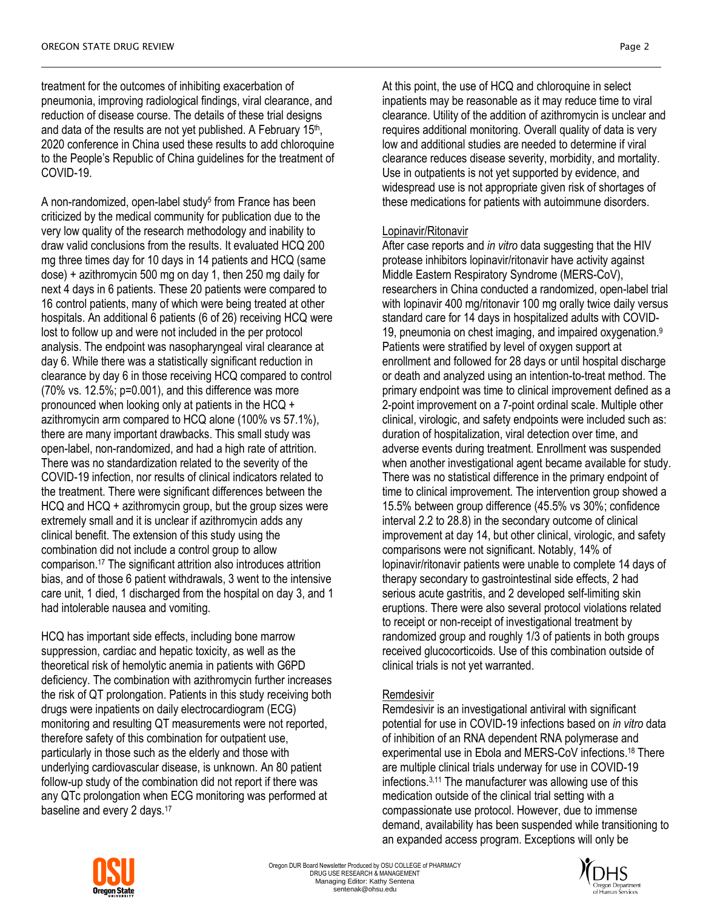treatment for the outcomes of inhibiting exacerbation of pneumonia, improving radiological findings, viral clearance, and reduction of disease course. The details of these trial designs and data of the results are not yet published. A February 15th, 2020 conference in China used these results to add chloroquine to the People's Republic of China guidelines for the treatment of COVID-19.

A non-randomized, open-label study[5] from France has been criticized by the medical community for publication due to the very low quality of the research methodology and inability to draw valid conclusions from the results. It evaluated HCQ 200 mg three times day for 10 days in 14 patients and HCQ (same dose) + azithromycin 500 mg on day 1, then 250 mg daily for next 4 days in 6 patients. These 20 patients were compared to 16 control patients, many of which were being treated at other hospitals. An additional 6 patients (6 of 26) receiving HCQ were lost to follow up and were not included in the per protocol analysis. The endpoint was nasopharyngeal viral clearance at day 6. While there was a statistically significant reduction in clearance by day 6 in those receiving HCQ compared to control (70% vs. 12.5%; p=0.001), and this difference was more pronounced when looking only at patients in the HCQ + azithromycin arm compared to HCQ alone (100% vs 57.1%), there are many important drawbacks. This small study was open-label, non-randomized, and had a high rate of attrition. There was no standardization related to the severity of the COVID-19 infection, nor results of clinical indicators related to the treatment. There were significant differences between the HCQ and HCQ + azithromycin group, but the group sizes were extremely small and it is unclear if azithromycin adds any clinical benefit. The extension of this study using the combination did not include a control group to allow comparison.[17] The significant attrition also introduces attrition bias, and of those 6 patient withdrawals, 3 went to the intensive care unit, 1 died, 1 discharged from the hospital on day 3, and 1 had intolerable nausea and vomiting.

HCQ has important side effects, including bone marrow suppression, cardiac and hepatic toxicity, as well as the theoretical risk of hemolytic anemia in patients with G6PD deficiency. The combination with azithromycin further increases the risk of QT prolongation. Patients in this study receiving both drugs were inpatients on daily electrocardiogram (ECG) monitoring and resulting QT measurements were not reported, therefore safety of this combination for outpatient use, particularly in those such as the elderly and those with underlying cardiovascular disease, is unknown. An 80 patient follow-up study of the combination did not report if there was any QTc prolongation when ECG monitoring was performed at baseline and every 2 days.[17]

At this point, the use of HCQ and chloroquine in select inpatients may be reasonable as it may reduce time to viral clearance. Utility of the addition of azithromycin is unclear and requires additional monitoring. Overall quality of data is very low and additional studies are needed to determine if viral clearance reduces disease severity, morbidity, and mortality. Use in outpatients is not yet supported by evidence, and widespread use is not appropriate given risk of shortages of these medications for patients with autoimmune disorders.

### Lopinavir/Ritonavir

After case reports and *in vitro* data suggesting that the HIV protease inhibitors lopinavir/ritonavir have activity against Middle Eastern Respiratory Syndrome (MERS-CoV), researchers in China conducted a randomized, open-label trial with lopinavir 400 mg/ritonavir 100 mg orally twice daily versus standard care for 14 days in hospitalized adults with COVID-19, pneumonia on chest imaging, and impaired oxygenation.[9] Patients were stratified by level of oxygen support at enrollment and followed for 28 days or until hospital discharge or death and analyzed using an intention-to-treat method. The primary endpoint was time to clinical improvement defined as a 2-point improvement on a 7-point ordinal scale. Multiple other clinical, virologic, and safety endpoints were included such as: duration of hospitalization, viral detection over time, and adverse events during treatment. Enrollment was suspended when another investigational agent became available for study. There was no statistical difference in the primary endpoint of time to clinical improvement. The intervention group showed a 15.5% between group difference (45.5% vs 30%; confidence interval 2.2 to 28.8) in the secondary outcome of clinical improvement at day 14, but other clinical, virologic, and safety comparisons were not significant. Notably, 14% of lopinavir/ritonavir patients were unable to complete 14 days of therapy secondary to gastrointestinal side effects, 2 had serious acute gastritis, and 2 developed self-limiting skin eruptions. There were also several protocol violations related to receipt or non-receipt of investigational treatment by randomized group and roughly 1/3 of patients in both groups received glucocorticoids. Use of this combination outside of clinical trials is not yet warranted.

### Remdesivir

Remdesivir is an investigational antiviral with significant potential for use in COVID-19 infections based on *in vitro* data of inhibition of an RNA dependent RNA polymerase and experimental use in Ebola and MERS-CoV infections.[18] There are multiple clinical trials underway for use in COVID-19 infections.[3,11] The manufacturer was allowing use of this medication outside of the clinical trial setting with a compassionate use protocol. However, due to immense demand, availability has been suspended while transitioning to an expanded access program. Exceptions will only be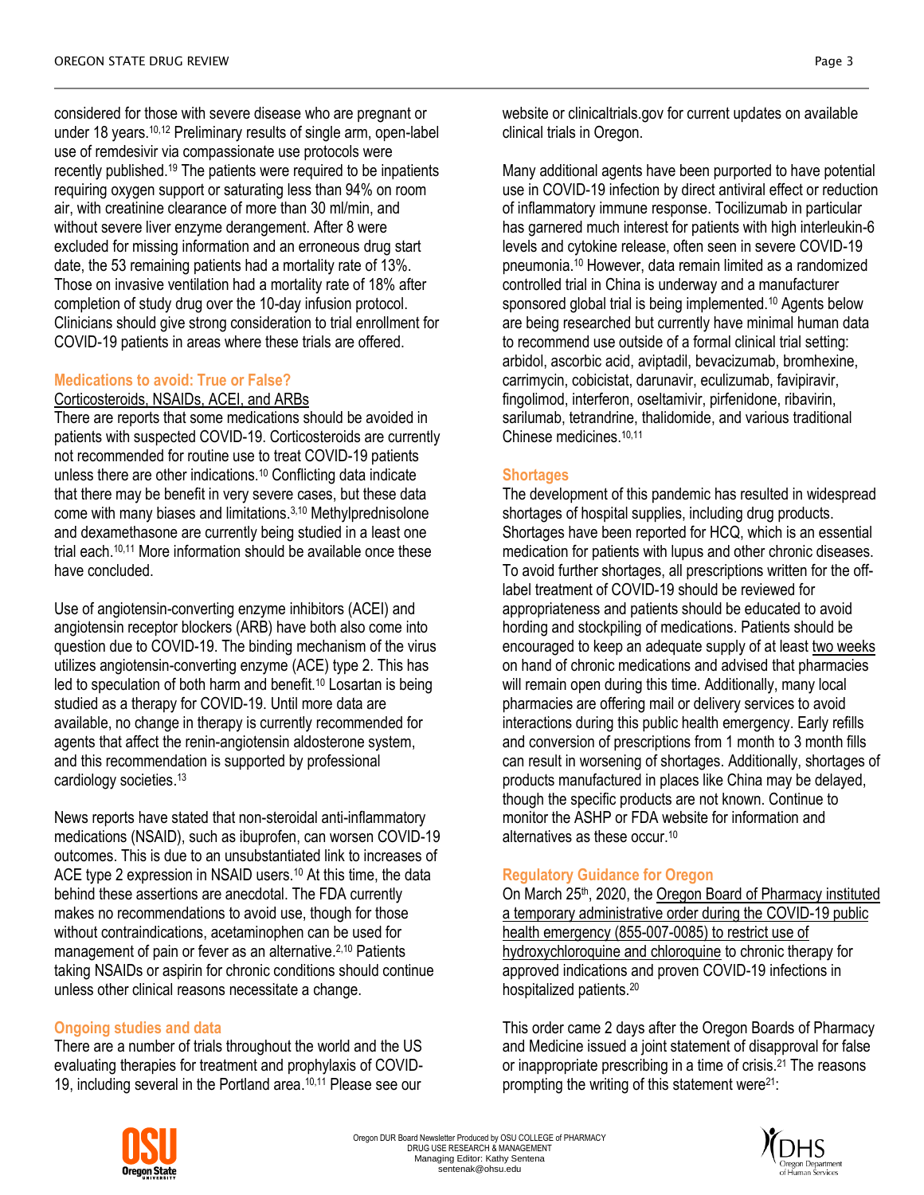considered for those with severe disease who are pregnant or under 18 years.[10,12] Preliminary results of single arm, open-label use of remdesivir via compassionate use protocols were recently published.[19] The patients were required to be inpatients requiring oxygen support or saturating less than 94% on room air, with creatinine clearance of more than 30 ml/min, and without severe liver enzyme derangement. After 8 were excluded for missing information and an erroneous drug start date, the 53 remaining patients had a mortality rate of 13%. Those on invasive ventilation had a mortality rate of 18% after completion of study drug over the 10-day infusion protocol. Clinicians should give strong consideration to trial enrollment for COVID-19 patients in areas where these trials are offered.

### Medications to avoid: True or False?

Corticosteroids, NSAIDs, ACEI, and ARBs

There are reports that some medications should be avoided in patients with suspected COVID-19. Corticosteroids are currently not recommended for routine use to treat COVID-19 patients unless there are other indications.[10] Conflicting data indicate that there may be benefit in very severe cases, but these data come with many biases and limitations.[3,10] Methylprednisolone and dexamethasone are currently being studied in a least one trial each.[10,11] More information should be available once these have concluded.

Use of angiotensin-converting enzyme inhibitors (ACEI) and angiotensin receptor blockers (ARB) have both also come into question due to COVID-19. The binding mechanism of the virus utilizes angiotensin-converting enzyme (ACE) type 2. This has led to speculation of both harm and benefit.[10] Losartan is being studied as a therapy for COVID-19. Until more data are available, no change in therapy is currently recommended for agents that affect the renin-angiotensin aldosterone system, and this recommendation is supported by professional cardiology societies.[13]

News reports have stated that non-steroidal anti-inflammatory medications (NSAID), such as ibuprofen, can worsen COVID-19 outcomes. This is due to an unsubstantiated link to increases of ACE type 2 expression in NSAID users.[10] At this time, the data behind these assertions are anecdotal. The FDA currently makes no recommendations to avoid use, though for those without contraindications, acetaminophen can be used for management of pain or fever as an alternative.[2,10] Patients taking NSAIDs or aspirin for chronic conditions should continue unless other clinical reasons necessitate a change.

### Ongoing studies and data

There are a number of trials throughout the world and the US evaluating therapies for treatment and prophylaxis of COVID-19, including several in the Portland area.[10,11] Please see our website or clinicaltrials.gov for current updates on available clinical trials in Oregon.

Many additional agents have been purported to have potential use in COVID-19 infection by direct antiviral effect or reduction of inflammatory immune response. Tocilizumab in particular has garnered much interest for patients with high interleukin-6 levels and cytokine release, often seen in severe COVID-19 pneumonia.[10] However, data remain limited as a randomized controlled trial in China is underway and a manufacturer sponsored global trial is being implemented.[10] Agents below are being researched but currently have minimal human data to recommend use outside of a formal clinical trial setting: arbidol, ascorbic acid, aviptadil, bevacizumab, bromhexine, carrimycin, cobicistat, darunavir, eculizumab, favipiravir, fingolimod, interferon, oseltamivir, pirfenidone, ribavirin, sarilumab, tetrandrine, thalidomide, and various traditional Chinese medicines.[10,11]

### Shortages

The development of this pandemic has resulted in widespread shortages of hospital supplies, including drug products. Shortages have been reported for HCQ, which is an essential medication for patients with lupus and other chronic diseases. To avoid further shortages, all prescriptions written for the off-label treatment of COVID-19 should be reviewed for appropriateness and patients should be educated to avoid hording and stockpiling of medications. Patients should be encouraged to keep an adequate supply of at least two weeks on hand of chronic medications and advised that pharmacies will remain open during this time. Additionally, many local pharmacies are offering mail or delivery services to avoid interactions during this public health emergency. Early refills and conversion of prescriptions from 1 month to 3 month fills can result in worsening of shortages. Additionally, shortages of products manufactured in places like China may be delayed, though the specific products are not known. Continue to monitor the ASHP or FDA website for information and alternatives as these occur.[10]

### Regulatory Guidance for Oregon

On March 25th, 2020, the Oregon Board of Pharmacy instituted a temporary administrative order during the COVID-19 public health emergency (855-007-0085) to restrict use of hydroxychloroquine and chloroquine to chronic therapy for approved indications and proven COVID-19 infections in hospitalized patients.[20]

This order came 2 days after the Oregon Boards of Pharmacy and Medicine issued a joint statement of disapproval for false or inappropriate prescribing in a time of crisis.[21] The reasons prompting the writing of this statement were[21]: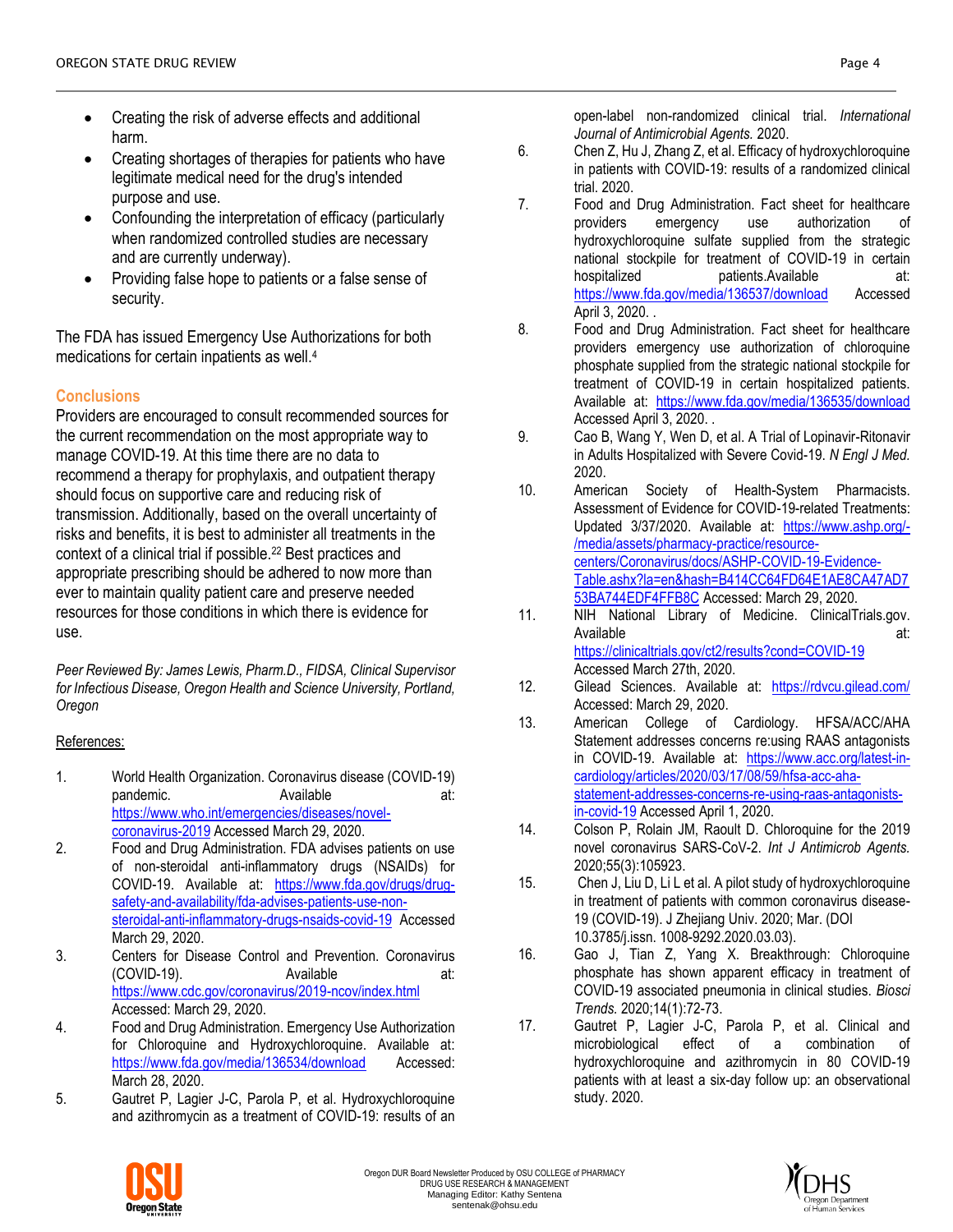- Creating the risk of adverse effects and additional harm.
- Creating shortages of therapies for patients who have legitimate medical need for the drug's intended purpose and use.
- Confounding the interpretation of efficacy (particularly when randomized controlled studies are necessary and are currently underway).
- Providing false hope to patients or a false sense of security.

The FDA has issued Emergency Use Authorizations for both medications for certain inpatients as well.[4]

## Conclusions

Providers are encouraged to consult recommended sources for the current recommendation on the most appropriate way to manage COVID-19. At this time there are no data to recommend a therapy for prophylaxis, and outpatient therapy should focus on supportive care and reducing risk of transmission. Additionally, based on the overall uncertainty of risks and benefits, it is best to administer all treatments in the context of a clinical trial if possible.[22] Best practices and appropriate prescribing should be adhered to now more than ever to maintain quality patient care and preserve needed resources for those conditions in which there is evidence for use.

*Peer Reviewed By: James Lewis, Pharm.D., FIDSA, Clinical Supervisor for Infectious Disease, Oregon Health and Science University, Portland, Oregon*

References:

1. World Health Organization. Coronavirus disease (COVID-19) pandemic. Available at: https://www.who.int/emergencies/diseases/novel-coronavirus-2019 Accessed March 29, 2020.
2. Food and Drug Administration. FDA advises patients on use of non-steroidal anti-inflammatory drugs (NSAIDs) for COVID-19. Available at: https://www.fda.gov/drugs/drug-safety-and-availability/fda-advises-patients-use-non-steroidal-anti-inflammatory-drugs-nsaids-covid-19 Accessed March 29, 2020.
3. Centers for Disease Control and Prevention. Coronavirus (COVID-19). Available at: https://www.cdc.gov/coronavirus/2019-ncov/index.html Accessed: March 29, 2020.
4. Food and Drug Administration. Emergency Use Authorization for Chloroquine and Hydroxychloroquine. Available at: https://www.fda.gov/media/136534/download Accessed: March 28, 2020.
5. Gautret P, Lagier J-C, Parola P, et al. Hydroxychloroquine and azithromycin as a treatment of COVID-19: results of an open-label non-randomized clinical trial. *International Journal of Antimicrobial Agents.* 2020.
6. Chen Z, Hu J, Zhang Z, et al. Efficacy of hydroxychloroquine in patients with COVID-19: results of a randomized clinical trial. 2020.
7. Food and Drug Administration. Fact sheet for healthcare providers emergency use authorization of hydroxychloroquine sulfate supplied from the strategic national stockpile for treatment of COVID-19 in certain hospitalized patients.Available at: https://www.fda.gov/media/136537/download Accessed April 3, 2020. .
8. Food and Drug Administration. Fact sheet for healthcare providers emergency use authorization of chloroquine phosphate supplied from the strategic national stockpile for treatment of COVID-19 in certain hospitalized patients. Available at: https://www.fda.gov/media/136535/download Accessed April 3, 2020. .
9. Cao B, Wang Y, Wen D, et al. A Trial of Lopinavir-Ritonavir in Adults Hospitalized with Severe Covid-19. *N Engl J Med.* 2020.
10. American Society of Health-System Pharmacists. Assessment of Evidence for COVID-19-related Treatments: Updated 3/37/2020. Available at: https://www.ashp.org/-/media/assets/pharmacy-practice/resource-centers/Coronavirus/docs/ASHP-COVID-19-Evidence-Table.ashx?la=en&hash=B414CC64FD64E1AE8CA47AD753BA744EDF4FFB8C Accessed: March 29, 2020.
11. NIH National Library of Medicine. ClinicalTrials.gov. Available at: https://clinicaltrials.gov/ct2/results?cond=COVID-19 Accessed March 27th, 2020.
12. Gilead Sciences. Available at: https://rdvcu.gilead.com/ Accessed: March 29, 2020.
13. American College of Cardiology. HFSA/ACC/AHA Statement addresses concerns re:using RAAS antagonists in COVID-19. Available at: https://www.acc.org/latest-in-cardiology/articles/2020/03/17/08/59/hfsa-acc-aha-statement-addresses-concerns-re-using-raas-antagonists-in-covid-19 Accessed April 1, 2020.
14. Colson P, Rolain JM, Raoult D. Chloroquine for the 2019 novel coronavirus SARS-CoV-2. *Int J Antimicrob Agents.* 2020;55(3):105923.
15. Chen J, Liu D, Li L et al. A pilot study of hydroxychloroquine in treatment of patients with common coronavirus disease-19 (COVID-19). J Zhejiang Univ. 2020; Mar. (DOI 10.3785/j.issn. 1008-9292.2020.03.03).
16. Gao J, Tian Z, Yang X. Breakthrough: Chloroquine phosphate has shown apparent efficacy in treatment of COVID-19 associated pneumonia in clinical studies. *Biosci Trends.* 2020;14(1):72-73.
17. Gautret P, Lagier J-C, Parola P, et al. Clinical and microbiological effect of a combination of hydroxychloroquine and azithromycin in 80 COVID-19 patients with at least a six-day follow up: an observational study. 2020.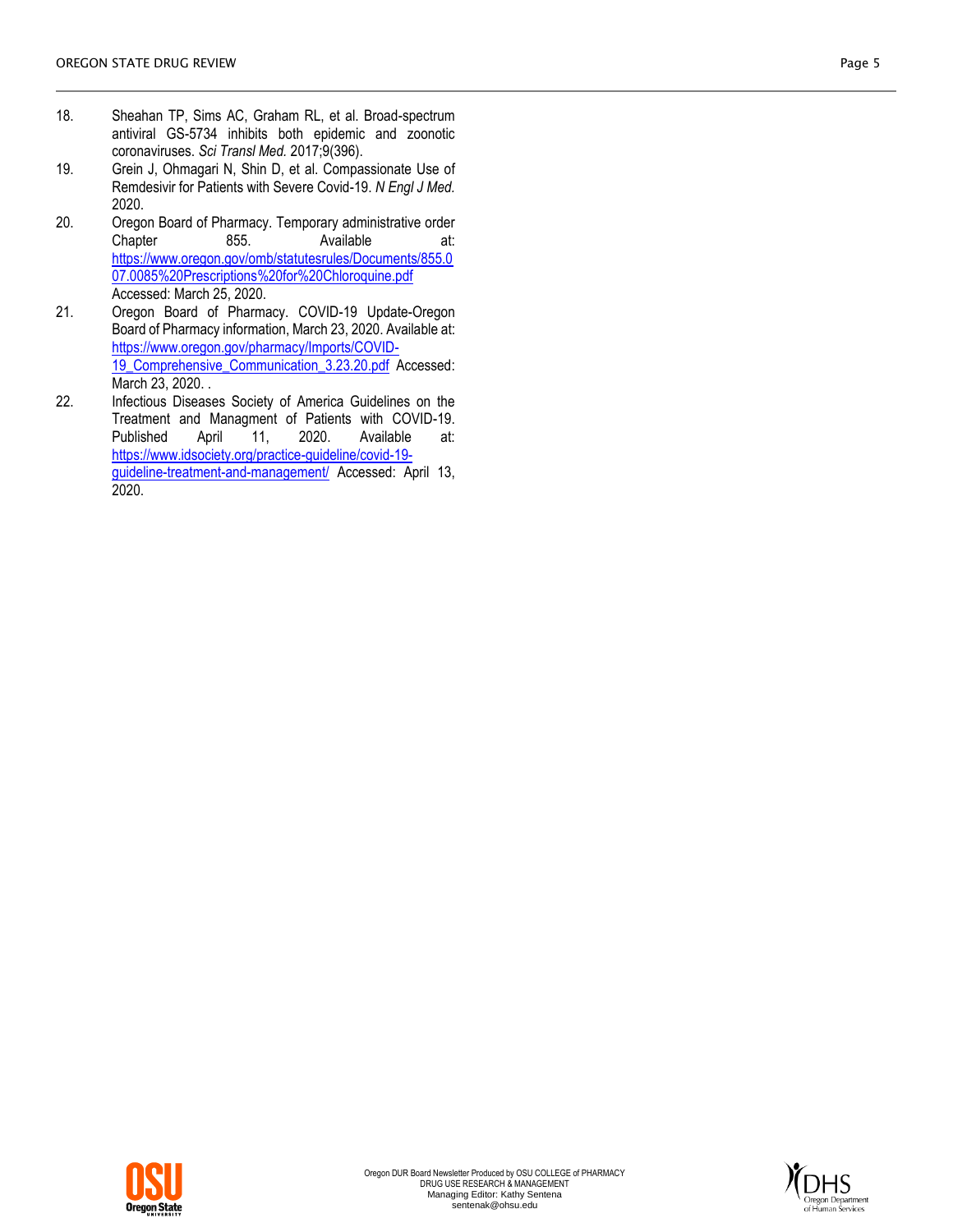18. Sheahan TP, Sims AC, Graham RL, et al. Broad-spectrum antiviral GS-5734 inhibits both epidemic and zoonotic coronaviruses. *Sci Transl Med.* 2017;9(396).
19. Grein J, Ohmagari N, Shin D, et al. Compassionate Use of Remdesivir for Patients with Severe Covid-19. *N Engl J Med.* 2020.
20. Oregon Board of Pharmacy. Temporary administrative order Chapter 855. Available at: https://www.oregon.gov/omb/statutesrules/Documents/855.007.0085%20Prescriptions%20for%20Chloroquine.pdf Accessed: March 25, 2020.
21. Oregon Board of Pharmacy. COVID-19 Update-Oregon Board of Pharmacy information, March 23, 2020. Available at: https://www.oregon.gov/pharmacy/Imports/COVID-19_Comprehensive_Communication_3.23.20.pdf Accessed: March 23, 2020. .
22. Infectious Diseases Society of America Guidelines on the Treatment and Managment of Patients with COVID-19. Published April 11, 2020. Available at: https://www.idsociety.org/practice-guideline/covid-19-guideline-treatment-and-management/ Accessed: April 13, 2020.

Oregon DUR Board Newsletter Produced by OSU COLLEGE of PHARMACY
DRUG USE RESEARCH & MANAGEMENT
Managing Editor: Kathy Sentena
sentenak@ohsu.edu